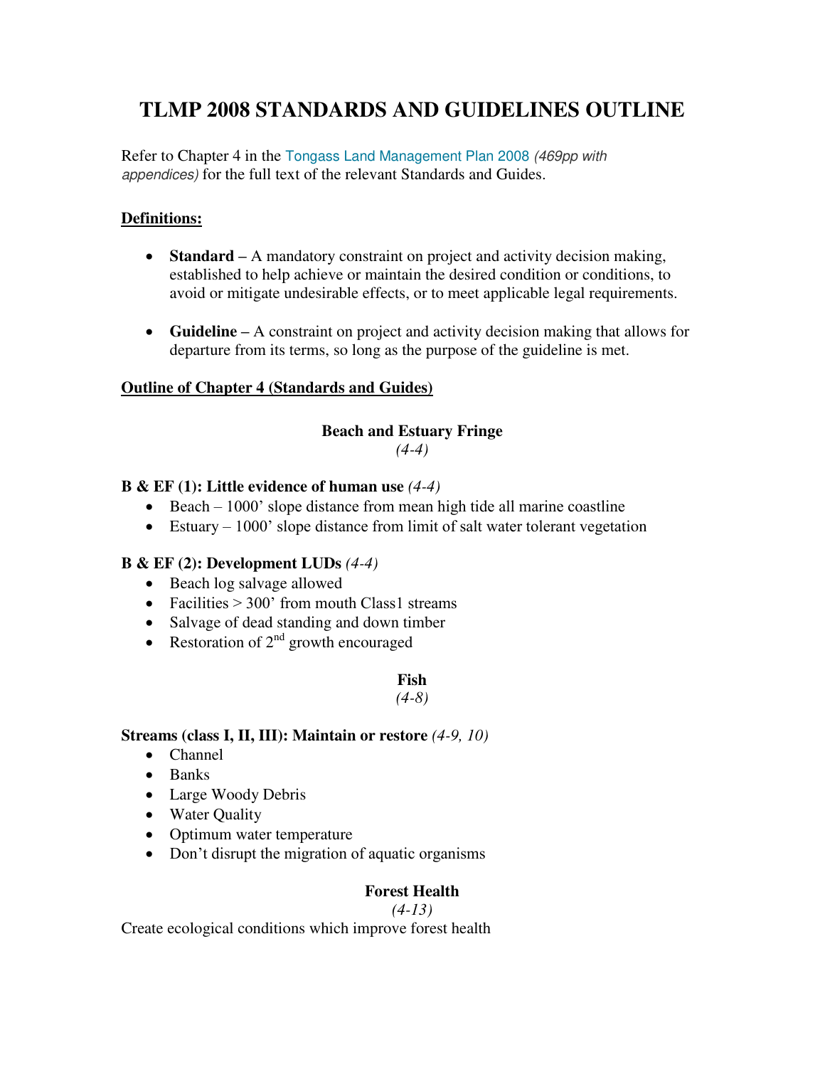# TLMP 2008 STANDARDS AND GUIDELINES OUTLINE

Refer to Chapter 4 in the Tongass Land Management Plan 2008 *(469pp with appendices)* for the full text of the relevant Standards and Guides.

**Definitions:**

- **Standard** – A mandatory constraint on project and activity decision making, established to help achieve or maintain the desired condition or conditions, to avoid or mitigate undesirable effects, or to meet applicable legal requirements.

- **Guideline** – A constraint on project and activity decision making that allows for departure from its terms, so long as the purpose of the guideline is met.

**Outline of Chapter 4 (Standards and Guides)**

## Beach and Estuary Fringe

*(4-4)*

**B & EF (1): Little evidence of human use** *(4-4)*

- Beach – 1000' slope distance from mean high tide all marine coastline
- Estuary – 1000' slope distance from limit of salt water tolerant vegetation

**B & EF (2): Development LUDs** *(4-4)*

- Beach log salvage allowed
- Facilities > 300' from mouth Class1 streams
- Salvage of dead standing and down timber
- Restoration of 2nd growth encouraged

## Fish

*(4-8)*

**Streams (class I, II, III): Maintain or restore** *(4-9, 10)*

- Channel
- Banks
- Large Woody Debris
- Water Quality
- Optimum water temperature
- Don't disrupt the migration of aquatic organisms

## Forest Health

*(4-13)*

Create ecological conditions which improve forest health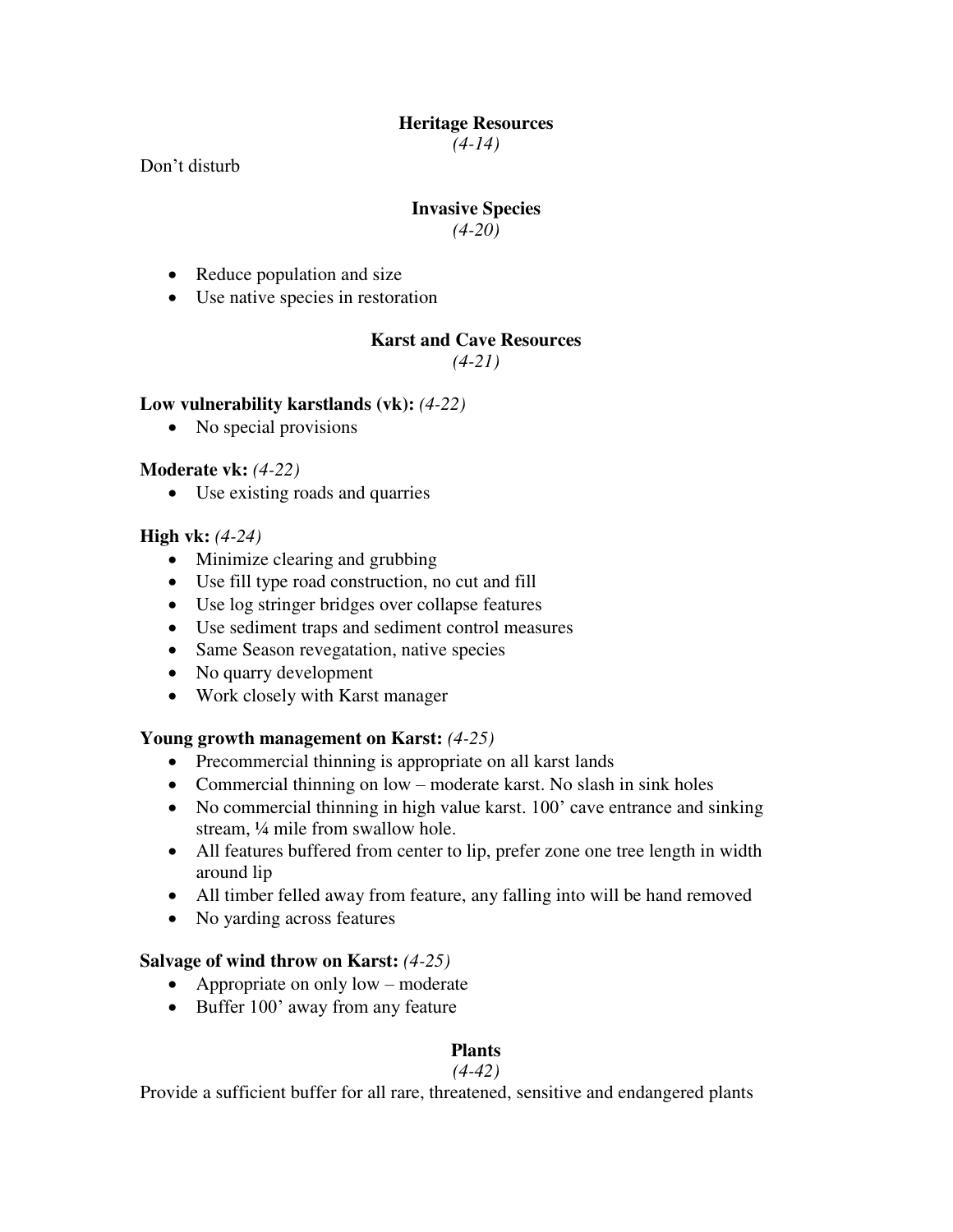## Heritage Resources

*(4-14)*

Don't disturb

## Invasive Species

*(4-20)*

- Reduce population and size
- Use native species in restoration

## Karst and Cave Resources

*(4-21)*

**Low vulnerability karstlands (vk):** *(4-22)*

- No special provisions

**Moderate vk:** *(4-22)*

- Use existing roads and quarries

**High vk:** *(4-24)*

- Minimize clearing and grubbing
- Use fill type road construction, no cut and fill
- Use log stringer bridges over collapse features
- Use sediment traps and sediment control measures
- Same Season revegatation, native species
- No quarry development
- Work closely with Karst manager

**Young growth management on Karst:** *(4-25)*

- Precommercial thinning is appropriate on all karst lands
- Commercial thinning on low – moderate karst. No slash in sink holes
- No commercial thinning in high value karst. 100' cave entrance and sinking stream, ¼ mile from swallow hole.
- All features buffered from center to lip, prefer zone one tree length in width around lip
- All timber felled away from feature, any falling into will be hand removed
- No yarding across features

**Salvage of wind throw on Karst:** *(4-25)*

- Appropriate on only low – moderate
- Buffer 100' away from any feature

## Plants

*(4-42)*

Provide a sufficient buffer for all rare, threatened, sensitive and endangered plants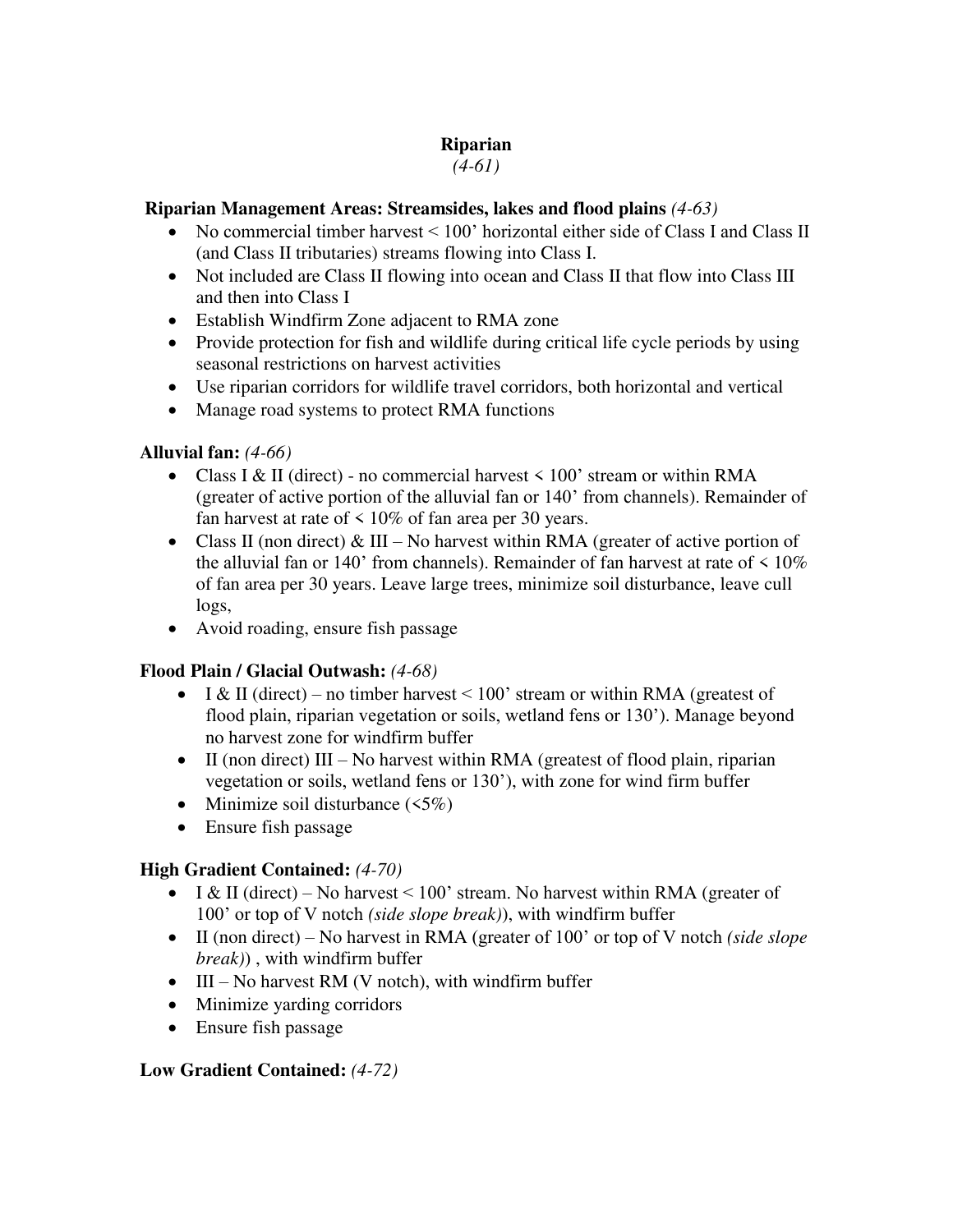# Riparian

*(4-61)*

**Riparian Management Areas: Streamsides, lakes and flood plains** *(4-63)*

- No commercial timber harvest < 100' horizontal either side of Class I and Class II (and Class II tributaries) streams flowing into Class I.
- Not included are Class II flowing into ocean and Class II that flow into Class III and then into Class I
- Establish Windfirm Zone adjacent to RMA zone
- Provide protection for fish and wildlife during critical life cycle periods by using seasonal restrictions on harvest activities
- Use riparian corridors for wildlife travel corridors, both horizontal and vertical
- Manage road systems to protect RMA functions

**Alluvial fan:** *(4-66)*

- Class I & II (direct) - no commercial harvest < 100' stream or within RMA (greater of active portion of the alluvial fan or 140' from channels). Remainder of fan harvest at rate of < 10% of fan area per 30 years.
- Class II (non direct) & III – No harvest within RMA (greater of active portion of the alluvial fan or 140' from channels). Remainder of fan harvest at rate of < 10% of fan area per 30 years. Leave large trees, minimize soil disturbance, leave cull logs,
- Avoid roading, ensure fish passage

**Flood Plain / Glacial Outwash:** *(4-68)*

- I & II (direct) – no timber harvest < 100' stream or within RMA (greatest of flood plain, riparian vegetation or soils, wetland fens or 130'). Manage beyond no harvest zone for windfirm buffer
- II (non direct) III – No harvest within RMA (greatest of flood plain, riparian vegetation or soils, wetland fens or 130'), with zone for wind firm buffer
- Minimize soil disturbance (<5%)
- Ensure fish passage

**High Gradient Contained:** *(4-70)*

- I & II (direct) – No harvest < 100' stream. No harvest within RMA (greater of 100' or top of V notch *(side slope break)*), with windfirm buffer
- II (non direct) – No harvest in RMA (greater of 100' or top of V notch *(side slope break)*) , with windfirm buffer
- III – No harvest RM (V notch), with windfirm buffer
- Minimize yarding corridors
- Ensure fish passage

**Low Gradient Contained:** *(4-72)*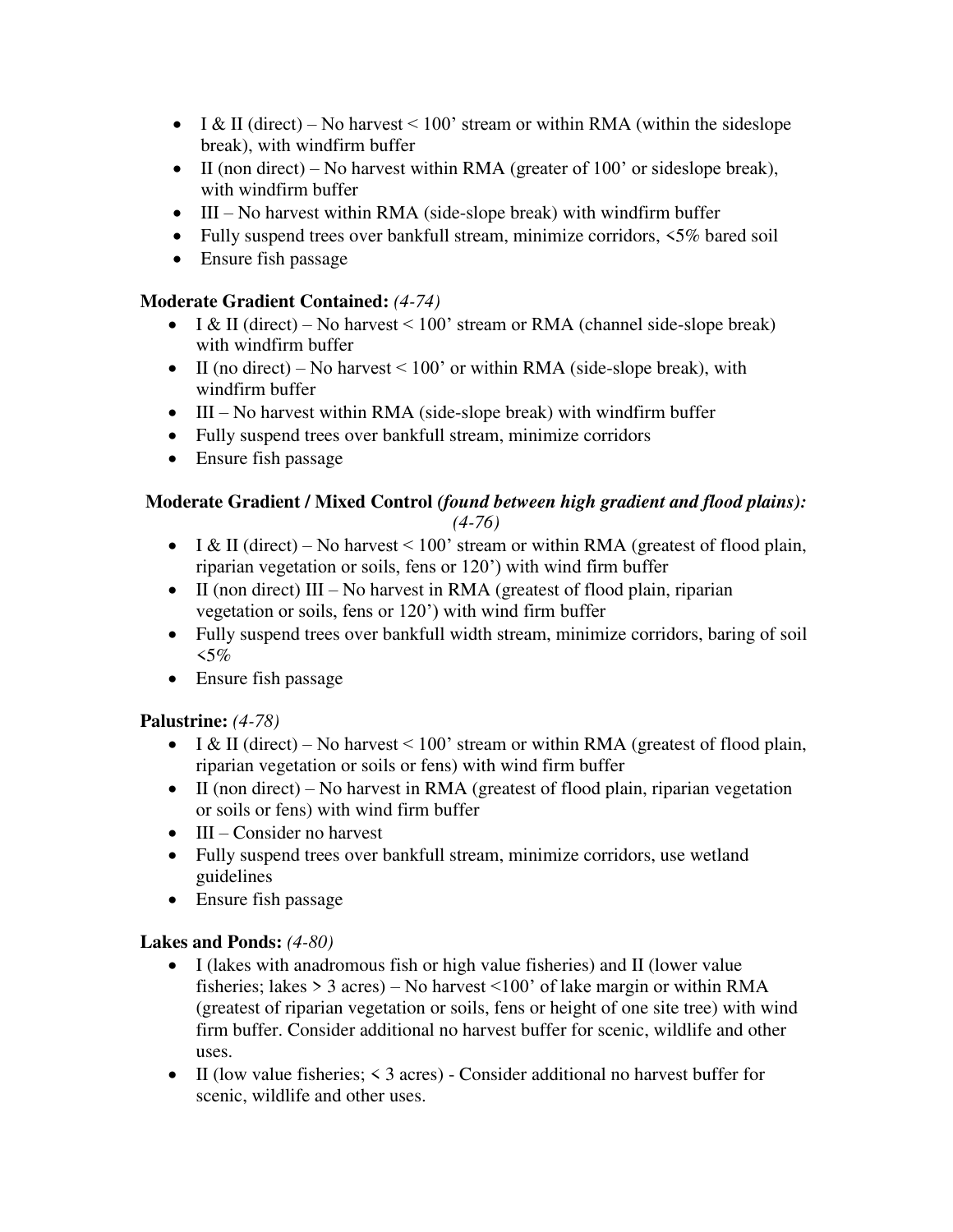- I & II (direct) – No harvest < 100' stream or within RMA (within the sideslope break), with windfirm buffer
- II (non direct) – No harvest within RMA (greater of 100' or sideslope break), with windfirm buffer
- III – No harvest within RMA (side-slope break) with windfirm buffer
- Fully suspend trees over bankfull stream, minimize corridors, <5% bared soil
- Ensure fish passage

**Moderate Gradient Contained:** *(4-74)*

- I & II (direct) – No harvest < 100' stream or RMA (channel side-slope break) with windfirm buffer
- II (no direct) – No harvest < 100' or within RMA (side-slope break), with windfirm buffer
- III – No harvest within RMA (side-slope break) with windfirm buffer
- Fully suspend trees over bankfull stream, minimize corridors
- Ensure fish passage

**Moderate Gradient / Mixed Control *(found between high gradient and flood plains):*** *(4-76)*

- I & II (direct) – No harvest < 100' stream or within RMA (greatest of flood plain, riparian vegetation or soils, fens or 120') with wind firm buffer
- II (non direct) III – No harvest in RMA (greatest of flood plain, riparian vegetation or soils, fens or 120') with wind firm buffer
- Fully suspend trees over bankfull width stream, minimize corridors, baring of soil <5%
- Ensure fish passage

**Palustrine:** *(4-78)*

- I & II (direct) – No harvest < 100' stream or within RMA (greatest of flood plain, riparian vegetation or soils or fens) with wind firm buffer
- II (non direct) – No harvest in RMA (greatest of flood plain, riparian vegetation or soils or fens) with wind firm buffer
- III – Consider no harvest
- Fully suspend trees over bankfull stream, minimize corridors, use wetland guidelines
- Ensure fish passage

**Lakes and Ponds:** *(4-80)*

- I (lakes with anadromous fish or high value fisheries) and II (lower value fisheries; lakes > 3 acres) – No harvest <100' of lake margin or within RMA (greatest of riparian vegetation or soils, fens or height of one site tree) with wind firm buffer. Consider additional no harvest buffer for scenic, wildlife and other uses.
- II (low value fisheries; < 3 acres) - Consider additional no harvest buffer for scenic, wildlife and other uses.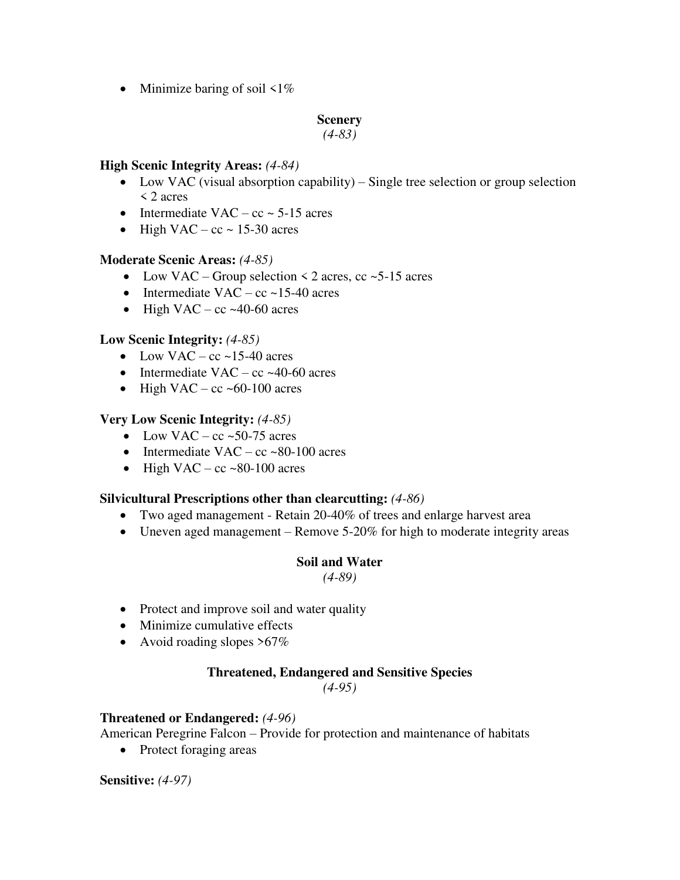- Minimize baring of soil <1%

## Scenery
*(4-83)*

**High Scenic Integrity Areas:** *(4-84)*
- Low VAC (visual absorption capability) – Single tree selection or group selection < 2 acres
- Intermediate VAC – cc ~ 5-15 acres
- High VAC – cc ~ 15-30 acres

**Moderate Scenic Areas:** *(4-85)*
- Low VAC – Group selection < 2 acres, cc ~5-15 acres
- Intermediate VAC – cc ~15-40 acres
- High VAC – cc ~40-60 acres

**Low Scenic Integrity:** *(4-85)*
- Low VAC – cc ~15-40 acres
- Intermediate VAC – cc ~40-60 acres
- High VAC – cc ~60-100 acres

**Very Low Scenic Integrity:** *(4-85)*
- Low VAC – cc ~50-75 acres
- Intermediate VAC – cc ~80-100 acres
- High VAC – cc ~80-100 acres

**Silvicultural Prescriptions other than clearcutting:** *(4-86)*
- Two aged management - Retain 20-40% of trees and enlarge harvest area
- Uneven aged management – Remove 5-20% for high to moderate integrity areas

## Soil and Water
*(4-89)*

- Protect and improve soil and water quality
- Minimize cumulative effects
- Avoid roading slopes >67%

## Threatened, Endangered and Sensitive Species
*(4-95)*

**Threatened or Endangered:** *(4-96)*
American Peregrine Falcon – Provide for protection and maintenance of habitats
- Protect foraging areas

**Sensitive:** *(4-97)*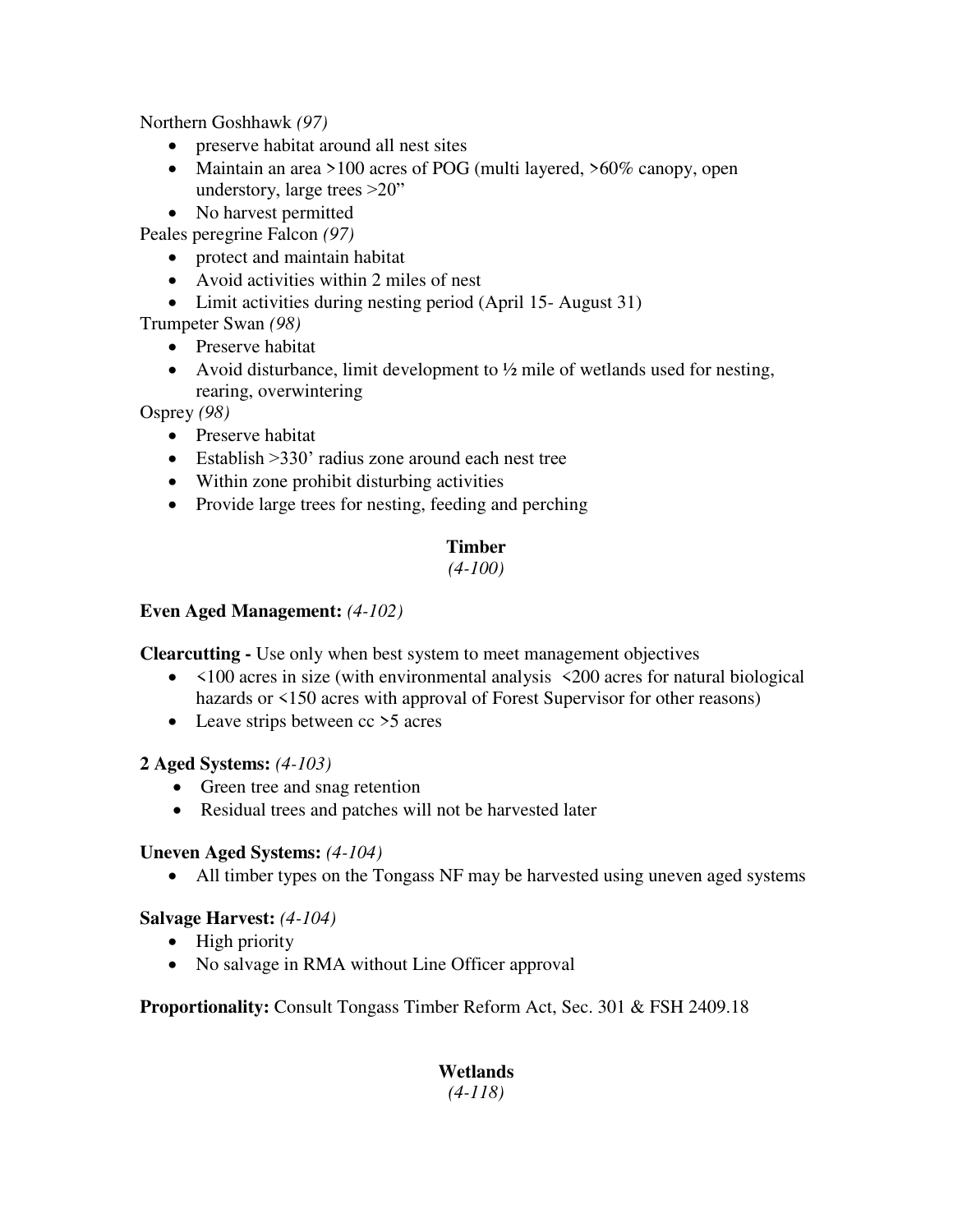Northern Goshhawk *(97)*

- preserve habitat around all nest sites
- Maintain an area >100 acres of POG (multi layered, >60% canopy, open understory, large trees >20"
- No harvest permitted

Peales peregrine Falcon *(97)*

- protect and maintain habitat
- Avoid activities within 2 miles of nest
- Limit activities during nesting period (April 15- August 31)

Trumpeter Swan *(98)*

- Preserve habitat
- Avoid disturbance, limit development to ½ mile of wetlands used for nesting, rearing, overwintering

Osprey *(98)*

- Preserve habitat
- Establish >330' radius zone around each nest tree
- Within zone prohibit disturbing activities
- Provide large trees for nesting, feeding and perching

## Timber

*(4-100)*

**Even Aged Management:** *(4-102)*

**Clearcutting -** Use only when best system to meet management objectives

- <100 acres in size (with environmental analysis <200 acres for natural biological hazards or <150 acres with approval of Forest Supervisor for other reasons)
- Leave strips between cc >5 acres

**2 Aged Systems:** *(4-103)*

- Green tree and snag retention
- Residual trees and patches will not be harvested later

**Uneven Aged Systems:** *(4-104)*

- All timber types on the Tongass NF may be harvested using uneven aged systems

**Salvage Harvest:** *(4-104)*

- High priority
- No salvage in RMA without Line Officer approval

**Proportionality:** Consult Tongass Timber Reform Act, Sec. 301 & FSH 2409.18

## Wetlands

*(4-118)*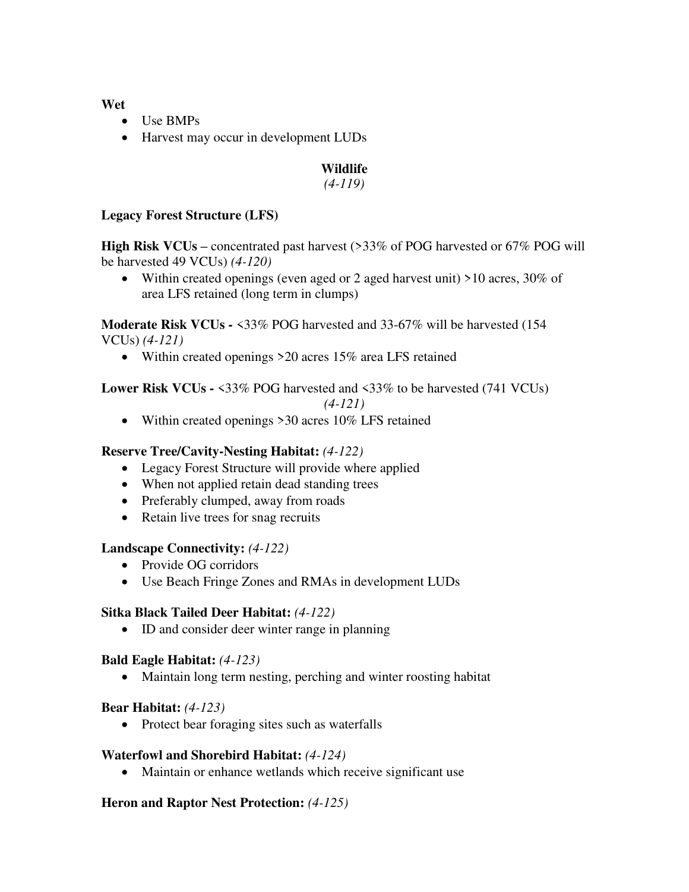**Wet**

- Use BMPs
- Harvest may occur in development LUDs

## Wildlife

*(4-119)*

**Legacy Forest Structure (LFS)**

**High Risk VCUs –** concentrated past harvest (>33% of POG harvested or 67% POG will be harvested 49 VCUs) *(4-120)*

- Within created openings (even aged or 2 aged harvest unit) >10 acres, 30% of area LFS retained (long term in clumps)

**Moderate Risk VCUs -** <33% POG harvested and 33-67% will be harvested (154 VCUs) *(4-121)*

- Within created openings >20 acres 15% area LFS retained

**Lower Risk VCUs -** <33% POG harvested and <33% to be harvested (741 VCUs) *(4-121)*

- Within created openings >30 acres 10% LFS retained

**Reserve Tree/Cavity-Nesting Habitat:** *(4-122)*

- Legacy Forest Structure will provide where applied
- When not applied retain dead standing trees
- Preferably clumped, away from roads
- Retain live trees for snag recruits

**Landscape Connectivity:** *(4-122)*

- Provide OG corridors
- Use Beach Fringe Zones and RMAs in development LUDs

**Sitka Black Tailed Deer Habitat:** *(4-122)*

- ID and consider deer winter range in planning

**Bald Eagle Habitat:** *(4-123)*

- Maintain long term nesting, perching and winter roosting habitat

**Bear Habitat:** *(4-123)*

- Protect bear foraging sites such as waterfalls

**Waterfowl and Shorebird Habitat:** *(4-124)*

- Maintain or enhance wetlands which receive significant use

**Heron and Raptor Nest Protection:** *(4-125)*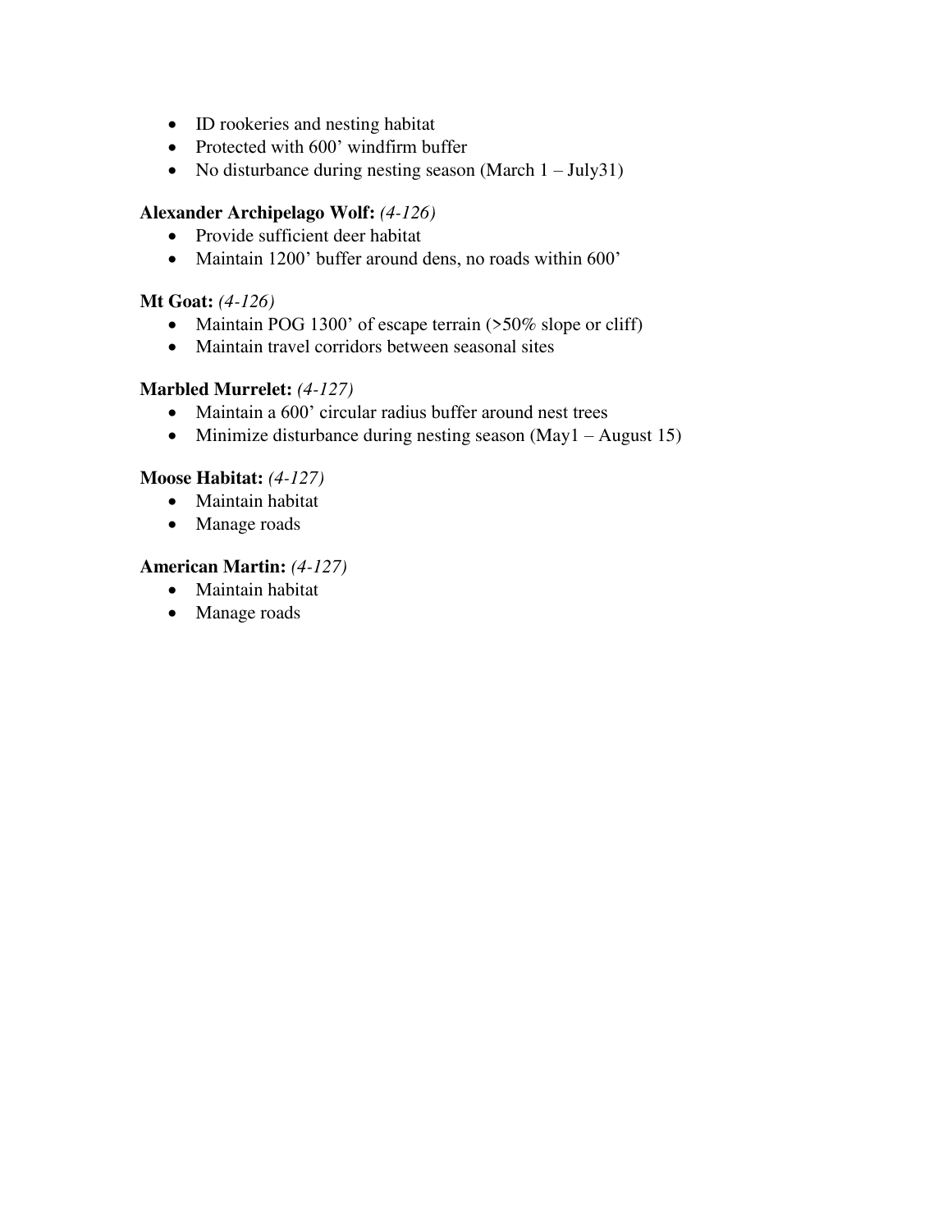- ID rookeries and nesting habitat
- Protected with 600' windfirm buffer
- No disturbance during nesting season (March 1 – July31)

**Alexander Archipelago Wolf:** *(4-126)*

- Provide sufficient deer habitat
- Maintain 1200' buffer around dens, no roads within 600'

**Mt Goat:** *(4-126)*

- Maintain POG 1300' of escape terrain (>50% slope or cliff)
- Maintain travel corridors between seasonal sites

**Marbled Murrelet:** *(4-127)*

- Maintain a 600' circular radius buffer around nest trees
- Minimize disturbance during nesting season (May1 – August 15)

**Moose Habitat:** *(4-127)*

- Maintain habitat
- Manage roads

**American Martin:** *(4-127)*

- Maintain habitat
- Manage roads